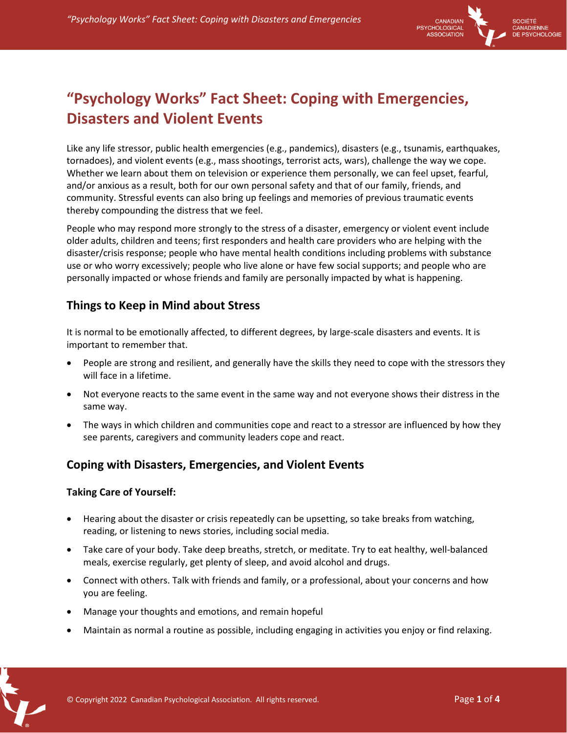# "Psychology Works" Fact Sheet: Coping with Emergencies, Disasters and Violent Events

Like any life stressor, public health emergencies (e.g., pandemics), disasters (e.g., tsunamis, earthquakes, tornadoes), and violent events (e.g., mass shootings, terrorist acts, wars), challenge the way we cope. Whether we learn about them on television or experience them personally, we can feel upset, fearful, and/or anxious as a result, both for our own personal safety and that of our family, friends, and community. Stressful events can also bring up feelings and memories of previous traumatic events thereby compounding the distress that we feel.

People who may respond more strongly to the stress of a disaster, emergency or violent event include older adults, children and teens; first responders and health care providers who are helping with the disaster/crisis response; people who have mental health conditions including problems with substance use or who worry excessively; people who live alone or have few social supports; and people who are personally impacted or whose friends and family are personally impacted by what is happening.

## Things to Keep in Mind about Stress

It is normal to be emotionally affected, to different degrees, by large-scale disasters and events. It is important to remember that.

- People are strong and resilient, and generally have the skills they need to cope with the stressors they will face in a lifetime.
- Not everyone reacts to the same event in the same way and not everyone shows their distress in the same way.
- The ways in which children and communities cope and react to a stressor are influenced by how they see parents, caregivers and community leaders cope and react.

## Coping with Disasters, Emergencies, and Violent Events

### Taking Care of Yourself:

- Hearing about the disaster or crisis repeatedly can be upsetting, so take breaks from watching, reading, or listening to news stories, including social media.
- Take care of your body. Take deep breaths, stretch, or meditate. Try to eat healthy, well-balanced meals, exercise regularly, get plenty of sleep, and avoid alcohol and drugs.
- Connect with others. Talk with friends and family, or a professional, about your concerns and how you are feeling.
- Manage your thoughts and emotions, and remain hopeful
- Maintain as normal a routine as possible, including engaging in activities you enjoy or find relaxing.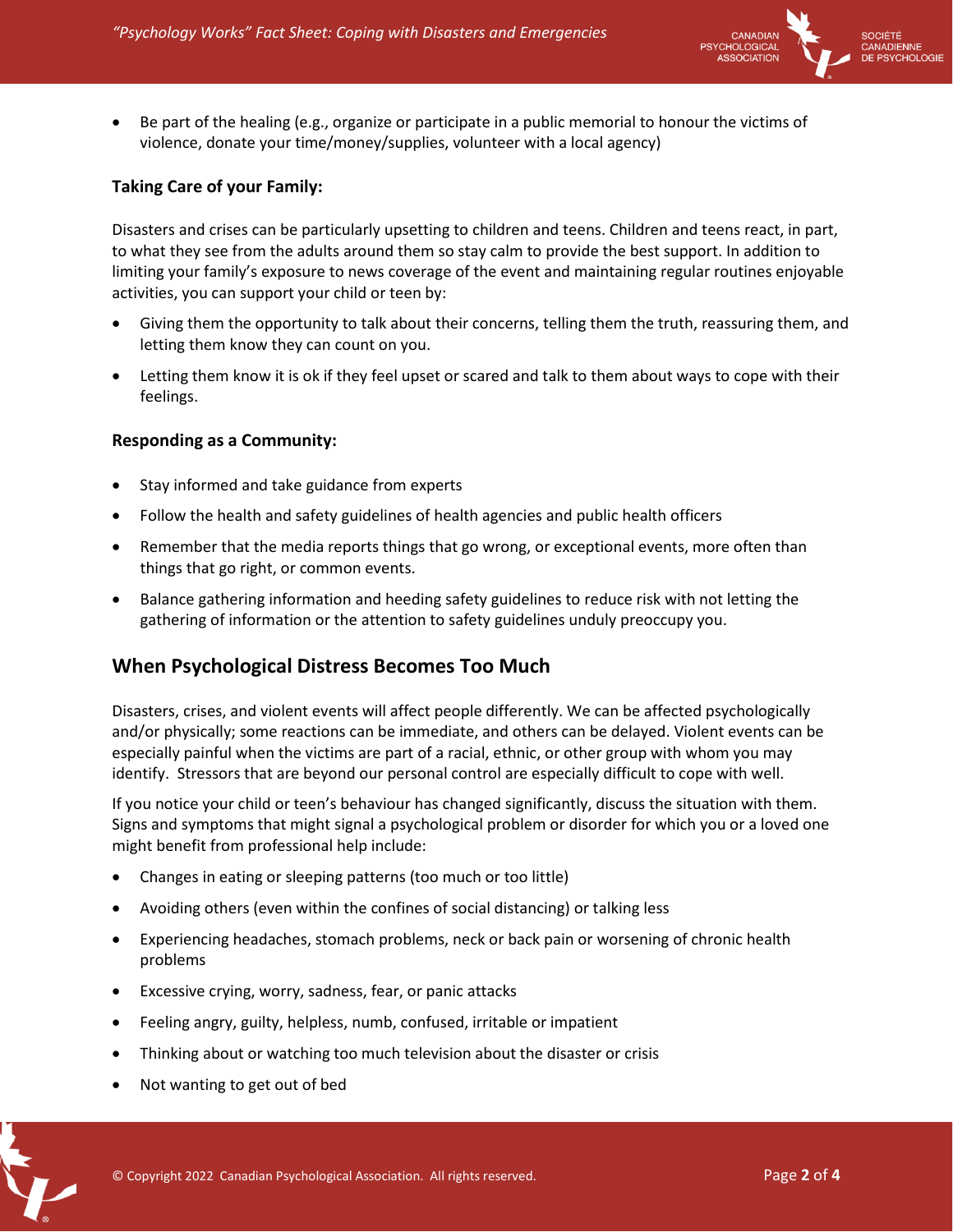- Be part of the healing (e.g., organize or participate in a public memorial to honour the victims of violence, donate your time/money/supplies, volunteer with a local agency)

**Taking Care of your Family:**

Disasters and crises can be particularly upsetting to children and teens. Children and teens react, in part, to what they see from the adults around them so stay calm to provide the best support. In addition to limiting your family's exposure to news coverage of the event and maintaining regular routines enjoyable activities, you can support your child or teen by:

- Giving them the opportunity to talk about their concerns, telling them the truth, reassuring them, and letting them know they can count on you.
- Letting them know it is ok if they feel upset or scared and talk to them about ways to cope with their feelings.

**Responding as a Community:**

- Stay informed and take guidance from experts
- Follow the health and safety guidelines of health agencies and public health officers
- Remember that the media reports things that go wrong, or exceptional events, more often than things that go right, or common events.
- Balance gathering information and heeding safety guidelines to reduce risk with not letting the gathering of information or the attention to safety guidelines unduly preoccupy you.

## When Psychological Distress Becomes Too Much

Disasters, crises, and violent events will affect people differently. We can be affected psychologically and/or physically; some reactions can be immediate, and others can be delayed. Violent events can be especially painful when the victims are part of a racial, ethnic, or other group with whom you may identify. Stressors that are beyond our personal control are especially difficult to cope with well.

If you notice your child or teen's behaviour has changed significantly, discuss the situation with them. Signs and symptoms that might signal a psychological problem or disorder for which you or a loved one might benefit from professional help include:

- Changes in eating or sleeping patterns (too much or too little)
- Avoiding others (even within the confines of social distancing) or talking less
- Experiencing headaches, stomach problems, neck or back pain or worsening of chronic health problems
- Excessive crying, worry, sadness, fear, or panic attacks
- Feeling angry, guilty, helpless, numb, confused, irritable or impatient
- Thinking about or watching too much television about the disaster or crisis
- Not wanting to get out of bed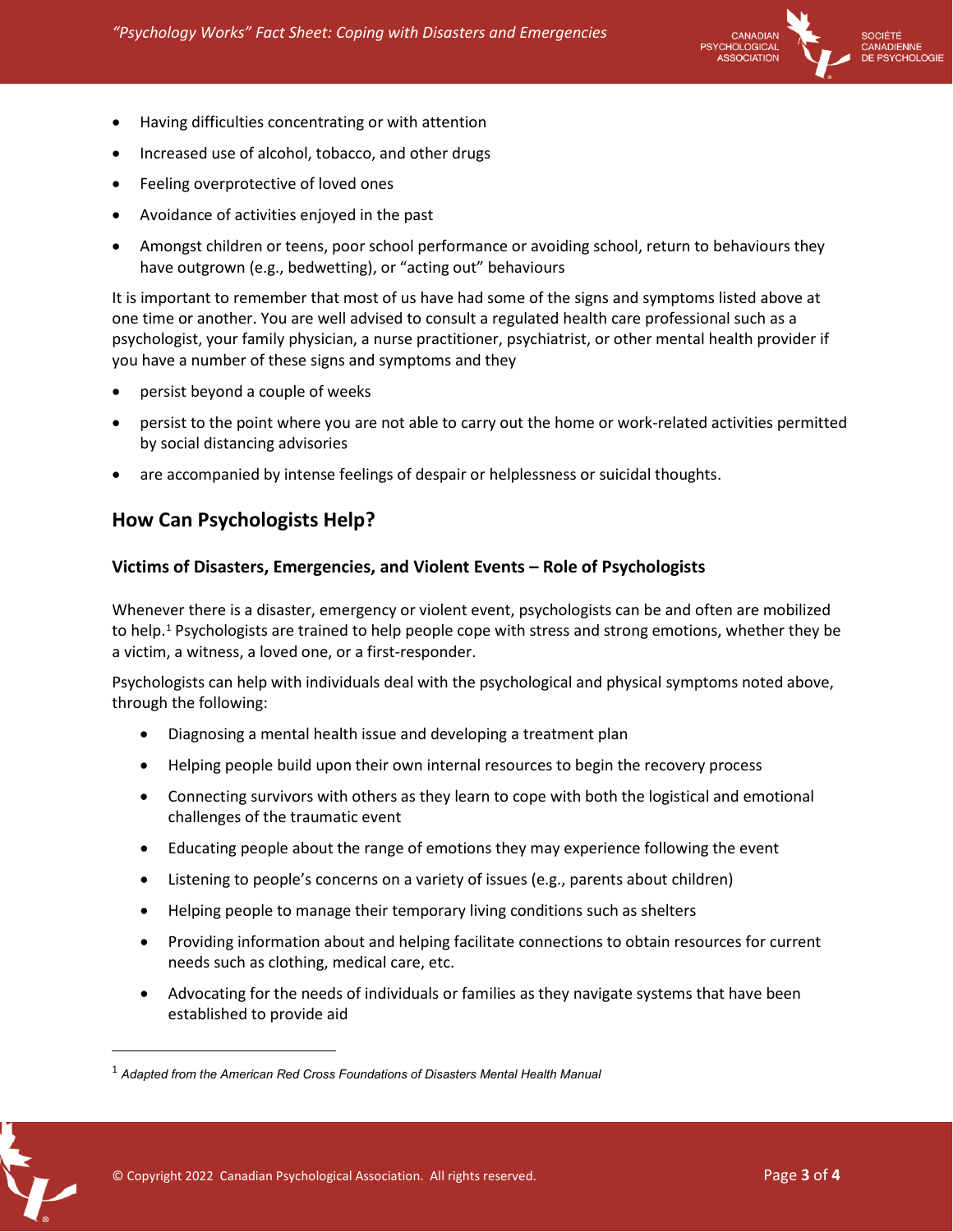- Having difficulties concentrating or with attention
- Increased use of alcohol, tobacco, and other drugs
- Feeling overprotective of loved ones
- Avoidance of activities enjoyed in the past
- Amongst children or teens, poor school performance or avoiding school, return to behaviours they have outgrown (e.g., bedwetting), or "acting out" behaviours

It is important to remember that most of us have had some of the signs and symptoms listed above at one time or another. You are well advised to consult a regulated health care professional such as a psychologist, your family physician, a nurse practitioner, psychiatrist, or other mental health provider if you have a number of these signs and symptoms and they

- persist beyond a couple of weeks
- persist to the point where you are not able to carry out the home or work-related activities permitted by social distancing advisories
- are accompanied by intense feelings of despair or helplessness or suicidal thoughts.

## How Can Psychologists Help?

### Victims of Disasters, Emergencies, and Violent Events – Role of Psychologists

Whenever there is a disaster, emergency or violent event, psychologists can be and often are mobilized to help.[1] Psychologists are trained to help people cope with stress and strong emotions, whether they be a victim, a witness, a loved one, or a first-responder.

Psychologists can help with individuals deal with the psychological and physical symptoms noted above, through the following:

- Diagnosing a mental health issue and developing a treatment plan
- Helping people build upon their own internal resources to begin the recovery process
- Connecting survivors with others as they learn to cope with both the logistical and emotional challenges of the traumatic event
- Educating people about the range of emotions they may experience following the event
- Listening to people's concerns on a variety of issues (e.g., parents about children)
- Helping people to manage their temporary living conditions such as shelters
- Providing information about and helping facilitate connections to obtain resources for current needs such as clothing, medical care, etc.
- Advocating for the needs of individuals or families as they navigate systems that have been established to provide aid

---

[1] *Adapted from the American Red Cross Foundations of Disasters Mental Health Manual*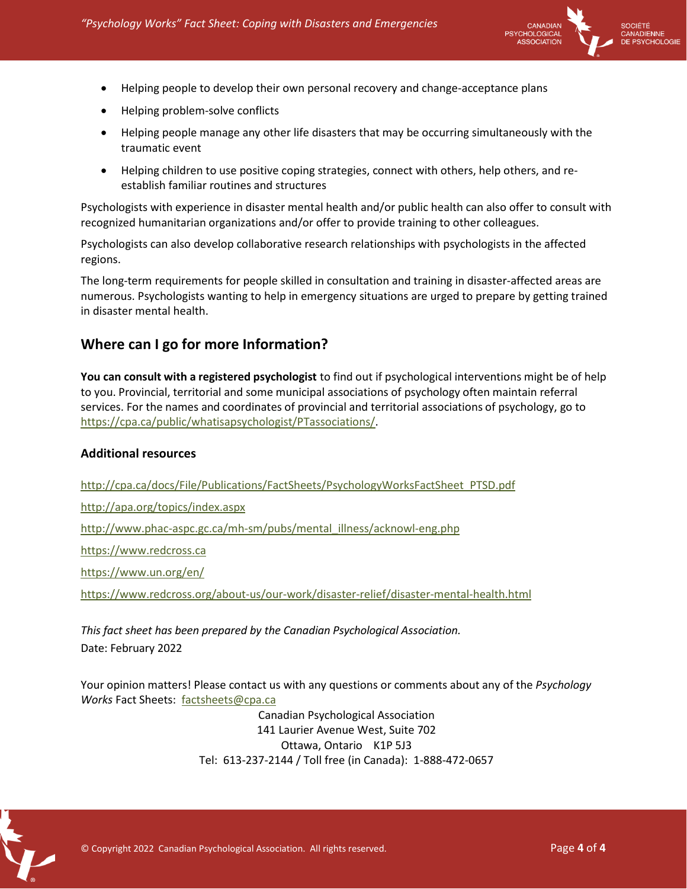- Helping people to develop their own personal recovery and change-acceptance plans
- Helping problem-solve conflicts
- Helping people manage any other life disasters that may be occurring simultaneously with the traumatic event
- Helping children to use positive coping strategies, connect with others, help others, and re-establish familiar routines and structures

Psychologists with experience in disaster mental health and/or public health can also offer to consult with recognized humanitarian organizations and/or offer to provide training to other colleagues.

Psychologists can also develop collaborative research relationships with psychologists in the affected regions.

The long-term requirements for people skilled in consultation and training in disaster-affected areas are numerous. Psychologists wanting to help in emergency situations are urged to prepare by getting trained in disaster mental health.

## Where can I go for more Information?

**You can consult with a registered psychologist** to find out if psychological interventions might be of help to you. Provincial, territorial and some municipal associations of psychology often maintain referral services. For the names and coordinates of provincial and territorial associations of psychology, go to https://cpa.ca/public/whatisapsychologist/PTassociations/.

### Additional resources

http://cpa.ca/docs/File/Publications/FactSheets/PsychologyWorksFactSheet_PTSD.pdf

http://apa.org/topics/index.aspx

http://www.phac-aspc.gc.ca/mh-sm/pubs/mental_illness/acknowl-eng.php

https://www.redcross.ca

https://www.un.org/en/

https://www.redcross.org/about-us/our-work/disaster-relief/disaster-mental-health.html

*This fact sheet has been prepared by the Canadian Psychological Association.*
Date: February 2022

Your opinion matters! Please contact us with any questions or comments about any of the *Psychology Works* Fact Sheets: factsheets@cpa.ca

Canadian Psychological Association
141 Laurier Avenue West, Suite 702
Ottawa, Ontario K1P 5J3
Tel: 613-237-2144 / Toll free (in Canada): 1-888-472-0657

© Copyright 2022 Canadian Psychological Association. All rights reserved.